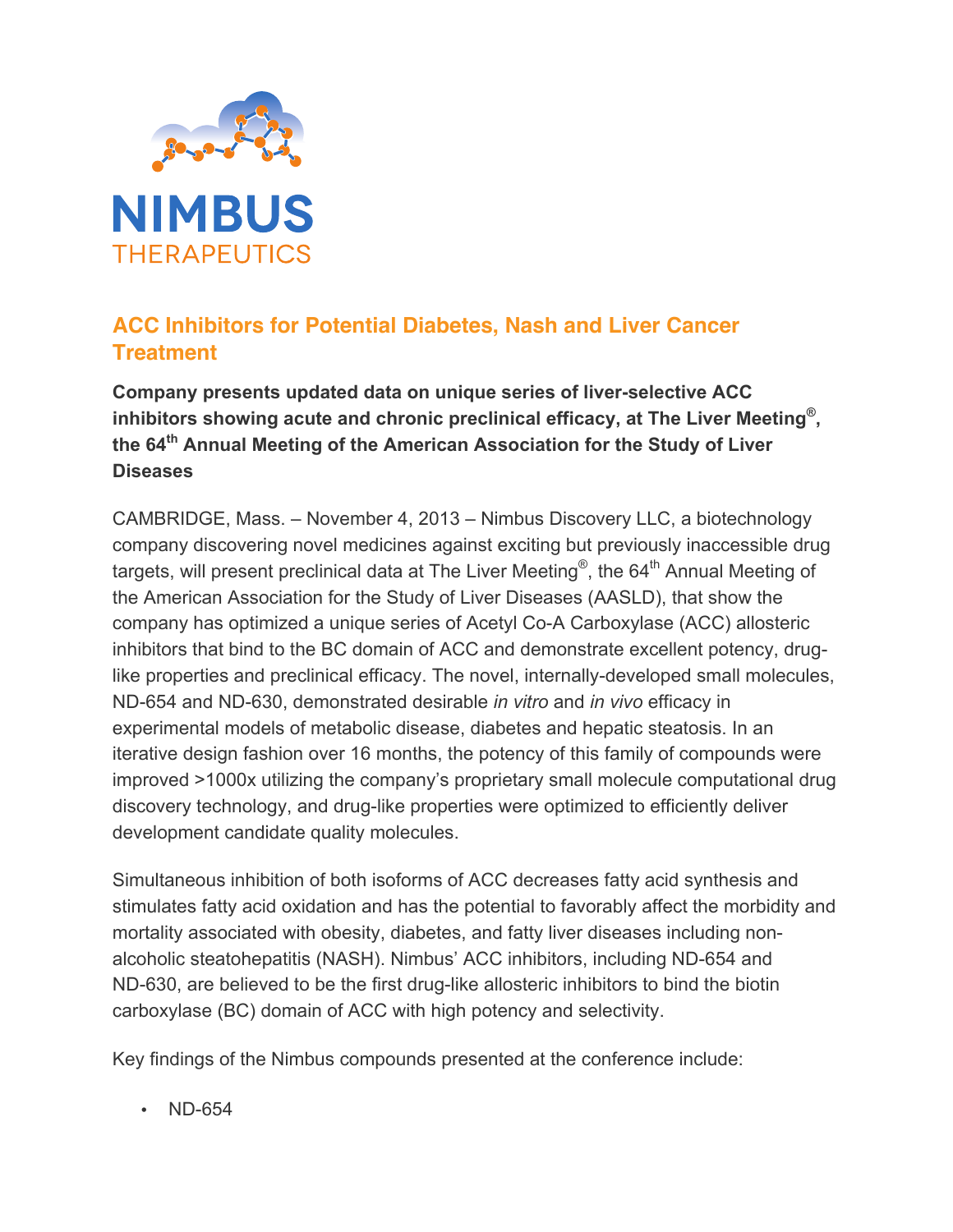NIMBUS
THERAPEUTICS

## ACC Inhibitors for Potential Diabetes, Nash and Liver Cancer Treatment

**Company presents updated data on unique series of liver-selective ACC inhibitors showing acute and chronic preclinical efficacy, at The Liver Meeting®, the 64th Annual Meeting of the American Association for the Study of Liver Diseases**

CAMBRIDGE, Mass. – November 4, 2013 – Nimbus Discovery LLC, a biotechnology company discovering novel medicines against exciting but previously inaccessible drug targets, will present preclinical data at The Liver Meeting®, the 64th Annual Meeting of the American Association for the Study of Liver Diseases (AASLD), that show the company has optimized a unique series of Acetyl Co-A Carboxylase (ACC) allosteric inhibitors that bind to the BC domain of ACC and demonstrate excellent potency, drug-like properties and preclinical efficacy. The novel, internally-developed small molecules, ND-654 and ND-630, demonstrated desirable *in vitro* and *in vivo* efficacy in experimental models of metabolic disease, diabetes and hepatic steatosis. In an iterative design fashion over 16 months, the potency of this family of compounds were improved >1000x utilizing the company's proprietary small molecule computational drug discovery technology, and drug-like properties were optimized to efficiently deliver development candidate quality molecules.

Simultaneous inhibition of both isoforms of ACC decreases fatty acid synthesis and stimulates fatty acid oxidation and has the potential to favorably affect the morbidity and mortality associated with obesity, diabetes, and fatty liver diseases including non-alcoholic steatohepatitis (NASH). Nimbus' ACC inhibitors, including ND-654 and ND-630, are believed to be the first drug-like allosteric inhibitors to bind the biotin carboxylase (BC) domain of ACC with high potency and selectivity.

Key findings of the Nimbus compounds presented at the conference include:

- ND-654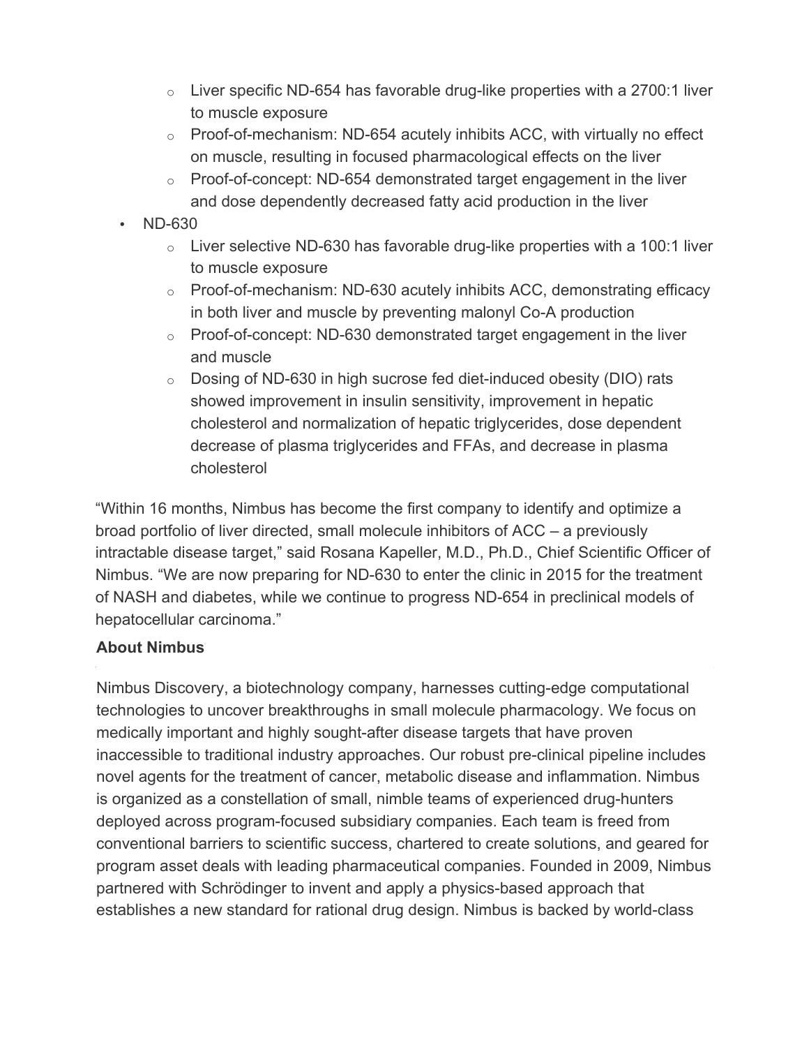- Liver specific ND-654 has favorable drug-like properties with a 2700:1 liver to muscle exposure
  - Proof-of-mechanism: ND-654 acutely inhibits ACC, with virtually no effect on muscle, resulting in focused pharmacological effects on the liver
  - Proof-of-concept: ND-654 demonstrated target engagement in the liver and dose dependently decreased fatty acid production in the liver
- ND-630
  - Liver selective ND-630 has favorable drug-like properties with a 100:1 liver to muscle exposure
  - Proof-of-mechanism: ND-630 acutely inhibits ACC, demonstrating efficacy in both liver and muscle by preventing malonyl Co-A production
  - Proof-of-concept: ND-630 demonstrated target engagement in the liver and muscle
  - Dosing of ND-630 in high sucrose fed diet-induced obesity (DIO) rats showed improvement in insulin sensitivity, improvement in hepatic cholesterol and normalization of hepatic triglycerides, dose dependent decrease of plasma triglycerides and FFAs, and decrease in plasma cholesterol

"Within 16 months, Nimbus has become the first company to identify and optimize a broad portfolio of liver directed, small molecule inhibitors of ACC – a previously intractable disease target," said Rosana Kapeller, M.D., Ph.D., Chief Scientific Officer of Nimbus. "We are now preparing for ND-630 to enter the clinic in 2015 for the treatment of NASH and diabetes, while we continue to progress ND-654 in preclinical models of hepatocellular carcinoma."

**About Nimbus**

Nimbus Discovery, a biotechnology company, harnesses cutting-edge computational technologies to uncover breakthroughs in small molecule pharmacology. We focus on medically important and highly sought-after disease targets that have proven inaccessible to traditional industry approaches. Our robust pre-clinical pipeline includes novel agents for the treatment of cancer, metabolic disease and inflammation. Nimbus is organized as a constellation of small, nimble teams of experienced drug-hunters deployed across program-focused subsidiary companies. Each team is freed from conventional barriers to scientific success, chartered to create solutions, and geared for program asset deals with leading pharmaceutical companies. Founded in 2009, Nimbus partnered with Schrödinger to invent and apply a physics-based approach that establishes a new standard for rational drug design. Nimbus is backed by world-class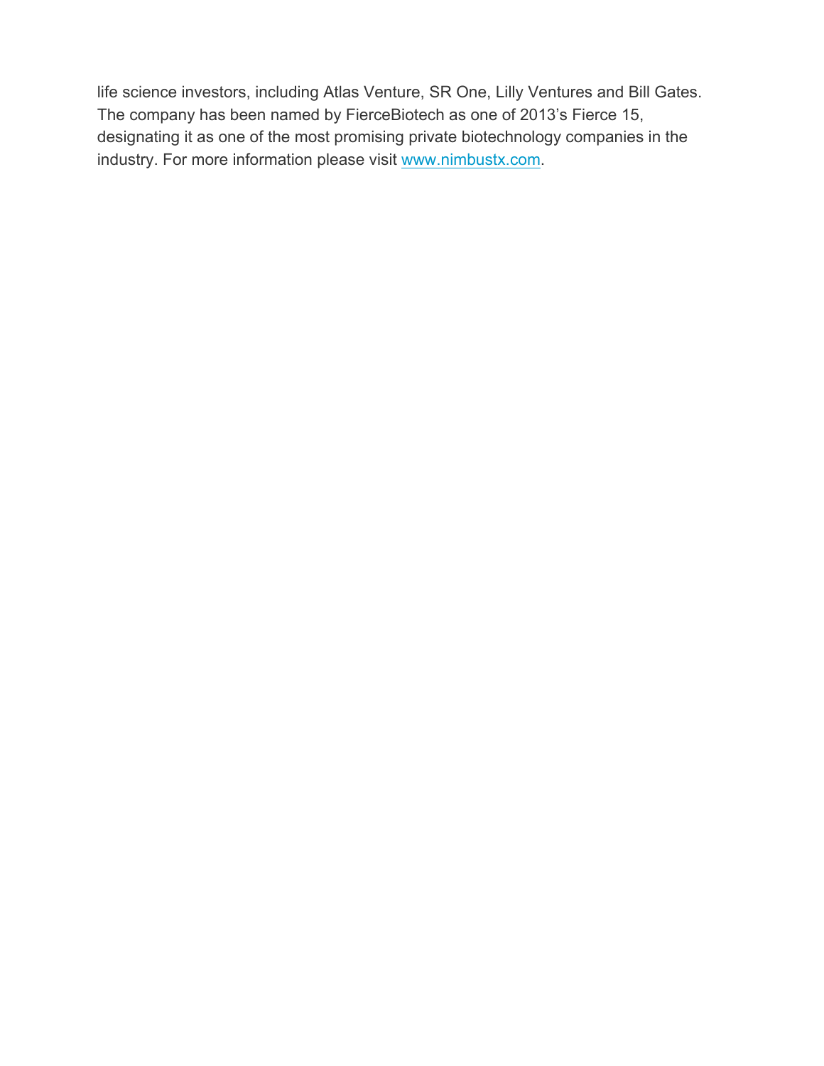life science investors, including Atlas Venture, SR One, Lilly Ventures and Bill Gates. The company has been named by FierceBiotech as one of 2013's Fierce 15, designating it as one of the most promising private biotechnology companies in the industry. For more information please visit www.nimbustx.com.